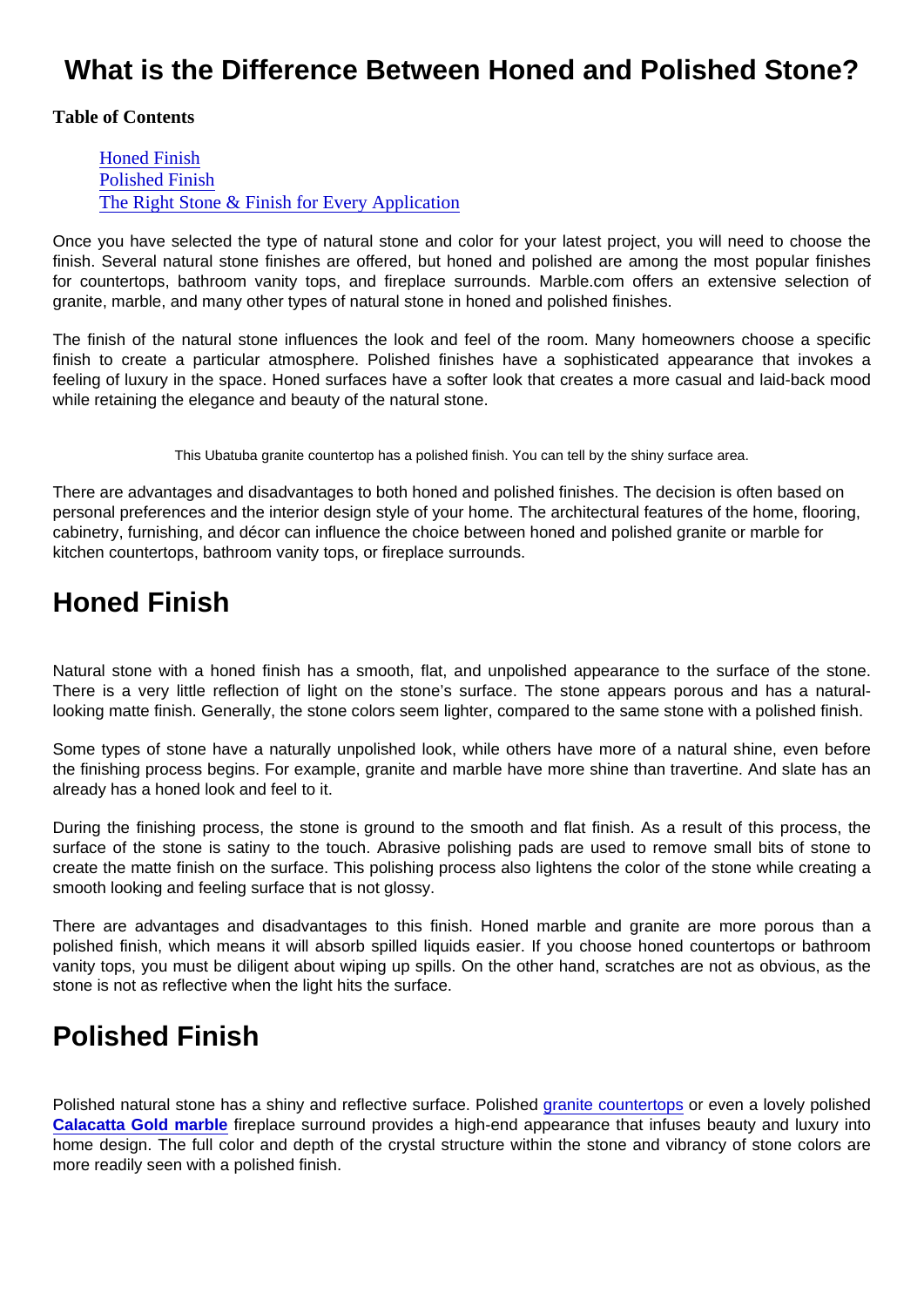# What is the Difference Between Honed and Polished Stone?

**Table of Contents**

- [Honed Finish](#honed-finish)
- [Polished Finish](#polished-finish)
- [The Right Stone & Finish for Every Application](#the-right-stone--finish-for-every-application)

Once you have selected the type of natural stone and color for your latest project, you will need to choose the finish. Several natural stone finishes are offered, but honed and polished are among the most popular finishes for countertops, bathroom vanity tops, and fireplace surrounds. Marble.com offers an extensive selection of granite, marble, and many other types of natural stone in honed and polished finishes.

The finish of the natural stone influences the look and feel of the room. Many homeowners choose a specific finish to create a particular atmosphere. Polished finishes have a sophisticated appearance that invokes a feeling of luxury in the space. Honed surfaces have a softer look that creates a more casual and laid-back mood while retaining the elegance and beauty of the natural stone.

This Ubatuba granite countertop has a polished finish. You can tell by the shiny surface area.

There are advantages and disadvantages to both honed and polished finishes. The decision is often based on personal preferences and the interior design style of your home. The architectural features of the home, flooring, cabinetry, furnishing, and décor can influence the choice between honed and polished granite or marble for kitchen countertops, bathroom vanity tops, or fireplace surrounds.

## Honed Finish

Natural stone with a honed finish has a smooth, flat, and unpolished appearance to the surface of the stone. There is a very little reflection of light on the stone's surface. The stone appears porous and has a natural-looking matte finish. Generally, the stone colors seem lighter, compared to the same stone with a polished finish.

Some types of stone have a naturally unpolished look, while others have more of a natural shine, even before the finishing process begins. For example, granite and marble have more shine than travertine. And slate has an already has a honed look and feel to it.

During the finishing process, the stone is ground to the smooth and flat finish. As a result of this process, the surface of the stone is satiny to the touch. Abrasive polishing pads are used to remove small bits of stone to create the matte finish on the surface. This polishing process also lightens the color of the stone while creating a smooth looking and feeling surface that is not glossy.

There are advantages and disadvantages to this finish. Honed marble and granite are more porous than a polished finish, which means it will absorb spilled liquids easier. If you choose honed countertops or bathroom vanity tops, you must be diligent about wiping up spills. On the other hand, scratches are not as obvious, as the stone is not as reflective when the light hits the surface.

## Polished Finish

Polished natural stone has a shiny and reflective surface. Polished granite countertops or even a lovely polished **Calacatta Gold marble** fireplace surround provides a high-end appearance that infuses beauty and luxury into home design. The full color and depth of the crystal structure within the stone and vibrancy of stone colors are more readily seen with a polished finish.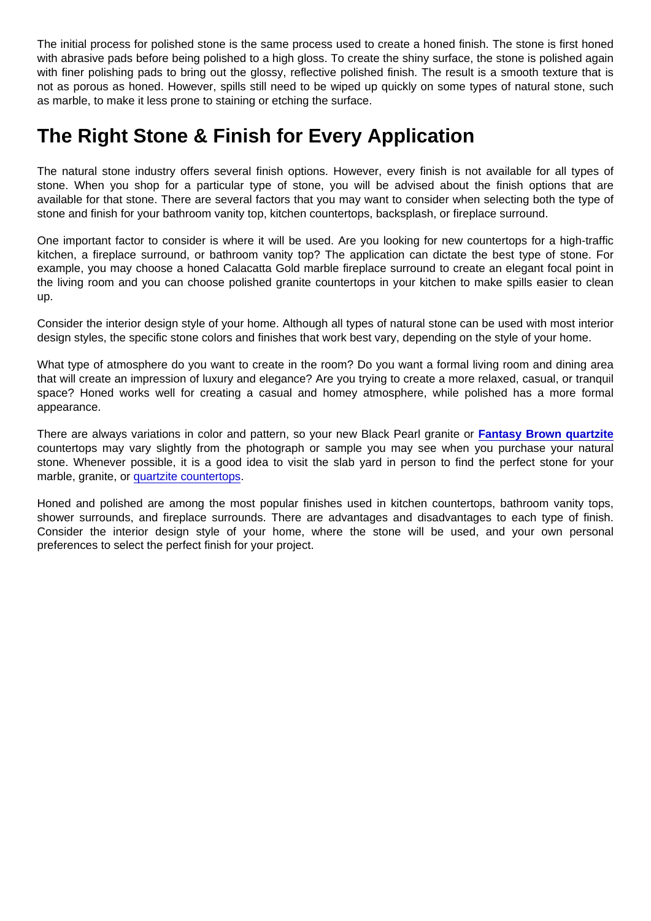The initial process for polished stone is the same process used to create a honed finish. The stone is first honed with abrasive pads before being polished to a high gloss. To create the shiny surface, the stone is polished again with finer polishing pads to bring out the glossy, reflective polished finish. The result is a smooth texture that is not as porous as honed. However, spills still need to be wiped up quickly on some types of natural stone, such as marble, to make it less prone to staining or etching the surface.

## The Right Stone & Finish for Every Application

The natural stone industry offers several finish options. However, every finish is not available for all types of stone. When you shop for a particular type of stone, you will be advised about the finish options that are available for that stone. There are several factors that you may want to consider when selecting both the type of stone and finish for your bathroom vanity top, kitchen countertops, backsplash, or fireplace surround.

One important factor to consider is where it will be used. Are you looking for new countertops for a high-traffic kitchen, a fireplace surround, or bathroom vanity top? The application can dictate the best type of stone. For example, you may choose a honed Calacatta Gold marble fireplace surround to create an elegant focal point in the living room and you can choose polished granite countertops in your kitchen to make spills easier to clean up.

Consider the interior design style of your home. Although all types of natural stone can be used with most interior design styles, the specific stone colors and finishes that work best vary, depending on the style of your home.

What type of atmosphere do you want to create in the room? Do you want a formal living room and dining area that will create an impression of luxury and elegance? Are you trying to create a more relaxed, casual, or tranquil space? Honed works well for creating a casual and homey atmosphere, while polished has a more formal appearance.

There are always variations in color and pattern, so your new Black Pearl granite or **Fantasy Brown quartzite** countertops may vary slightly from the photograph or sample you may see when you purchase your natural stone. Whenever possible, it is a good idea to visit the slab yard in person to find the perfect stone for your marble, granite, or quartzite countertops.

Honed and polished are among the most popular finishes used in kitchen countertops, bathroom vanity tops, shower surrounds, and fireplace surrounds. There are advantages and disadvantages to each type of finish. Consider the interior design style of your home, where the stone will be used, and your own personal preferences to select the perfect finish for your project.